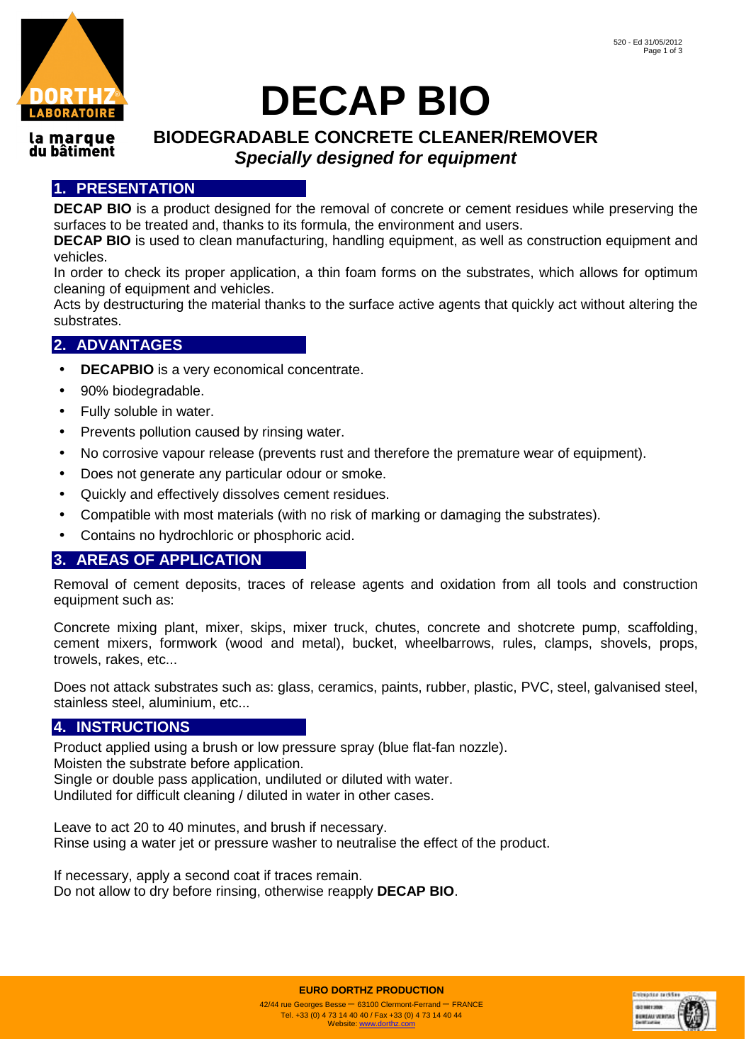# DECAP BIO

## BIODEGRADABLE CONCRETE CLEANER/REMOVER

### *Specially designed for equipment*

## 1. PRESENTATION

**DECAP BIO** is a product designed for the removal of concrete or cement residues while preserving the surfaces to be treated and, thanks to its formula, the environment and users.

**DECAP BIO** is used to clean manufacturing, handling equipment, as well as construction equipment and vehicles.

In order to check its proper application, a thin foam forms on the substrates, which allows for optimum cleaning of equipment and vehicles.

Acts by destructuring the material thanks to the surface active agents that quickly act without altering the substrates.

## 2. ADVANTAGES

- **DECAPBIO** is a very economical concentrate.
- 90% biodegradable.
- Fully soluble in water.
- Prevents pollution caused by rinsing water.
- No corrosive vapour release (prevents rust and therefore the premature wear of equipment).
- Does not generate any particular odour or smoke.
- Quickly and effectively dissolves cement residues.
- Compatible with most materials (with no risk of marking or damaging the substrates).
- Contains no hydrochloric or phosphoric acid.

## 3. AREAS OF APPLICATION

Removal of cement deposits, traces of release agents and oxidation from all tools and construction equipment such as:

Concrete mixing plant, mixer, skips, mixer truck, chutes, concrete and shotcrete pump, scaffolding, cement mixers, formwork (wood and metal), bucket, wheelbarrows, rules, clamps, shovels, props, trowels, rakes, etc...

Does not attack substrates such as: glass, ceramics, paints, rubber, plastic, PVC, steel, galvanised steel, stainless steel, aluminium, etc...

## 4. INSTRUCTIONS

Product applied using a brush or low pressure spray (blue flat-fan nozzle).
Moisten the substrate before application.
Single or double pass application, undiluted or diluted with water.
Undiluted for difficult cleaning / diluted in water in other cases.

Leave to act 20 to 40 minutes, and brush if necessary.
Rinse using a water jet or pressure washer to neutralise the effect of the product.

If necessary, apply a second coat if traces remain.
Do not allow to dry before rinsing, otherwise reapply **DECAP BIO**.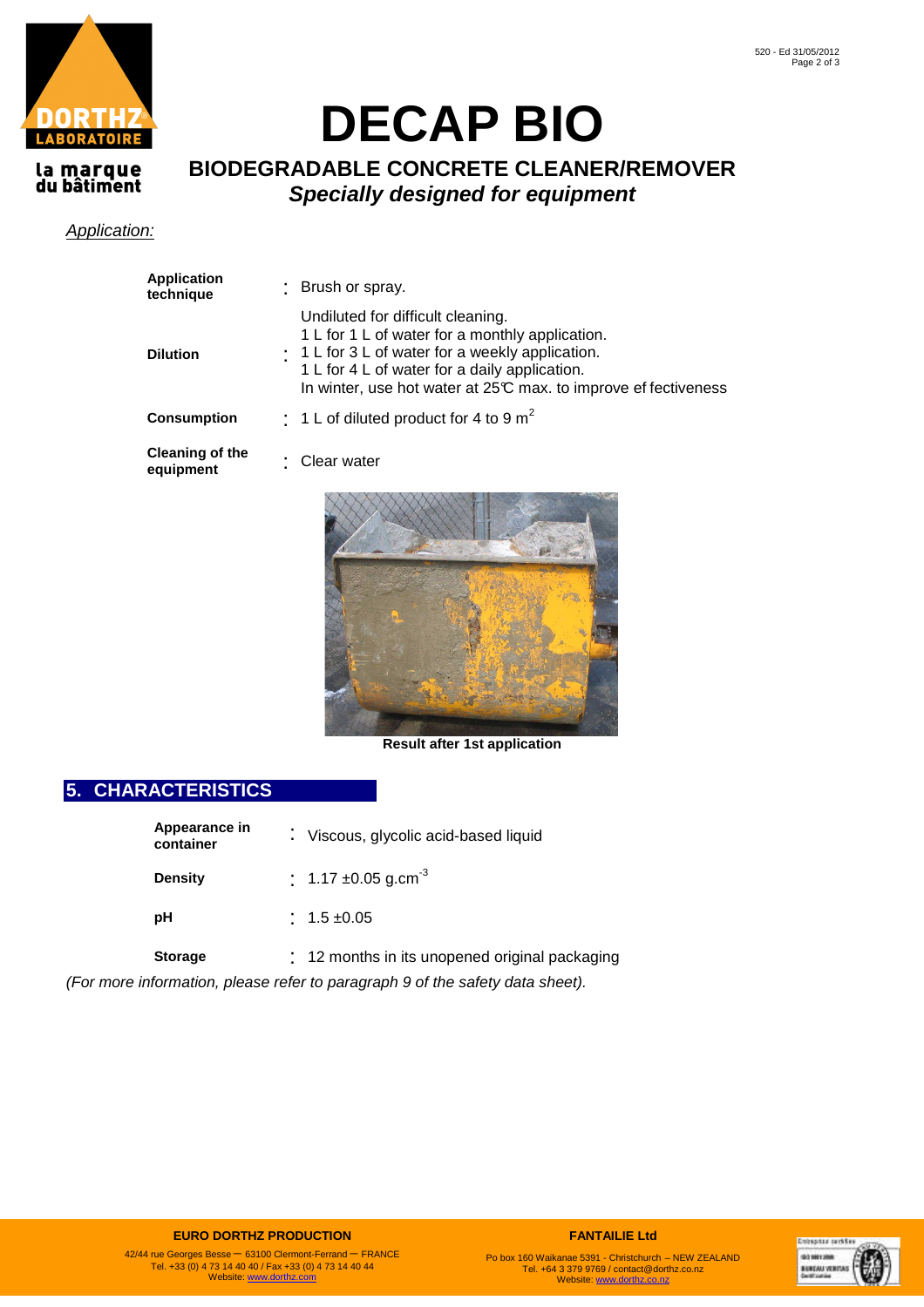# DECAP BIO

## BIODEGRADABLE CONCRETE CLEANER/REMOVER

***Specially designed for equipment***

*Application:*

| | |
|---|---|
| **Application technique** | : Brush or spray. |
| **Dilution** | : Undiluted for difficult cleaning.<br>1 L for 1 L of water for a monthly application.<br>1 L for 3 L of water for a weekly application.<br>1 L for 4 L of water for a daily application.<br>In winter, use hot water at 25°C max. to improve effectiveness |
| **Consumption** | : 1 L of diluted product for 4 to 9 $m^2$ |
| **Cleaning of the equipment** | : Clear water |

**Result after 1st application**

## 5. CHARACTERISTICS

| | |
|---|---|
| **Appearance in container** | : Viscous, glycolic acid-based liquid |
| **Density** | : 1.17 ±0.05 $g.cm^{-3}$ |
| **pH** | : 1.5 ±0.05 |
| **Storage** | : 12 months in its unopened original packaging |

*(For more information, please refer to paragraph 9 of the safety data sheet).*

**EURO DORTHZ PRODUCTION**
42/44 rue Georges Besse – 63100 Clermont-Ferrand – FRANCE
Tel. +33 (0) 4 73 14 40 40 / Fax +33 (0) 4 73 14 40 44
Website: www.dorthz.com

**FANTAILIE Ltd**
Po box 160 Waikanae 5391 - Christchurch – NEW ZEALAND
Tel. +64 3 379 9769 / contact@dorthz.co.nz
Website: www.dorthz.co.nz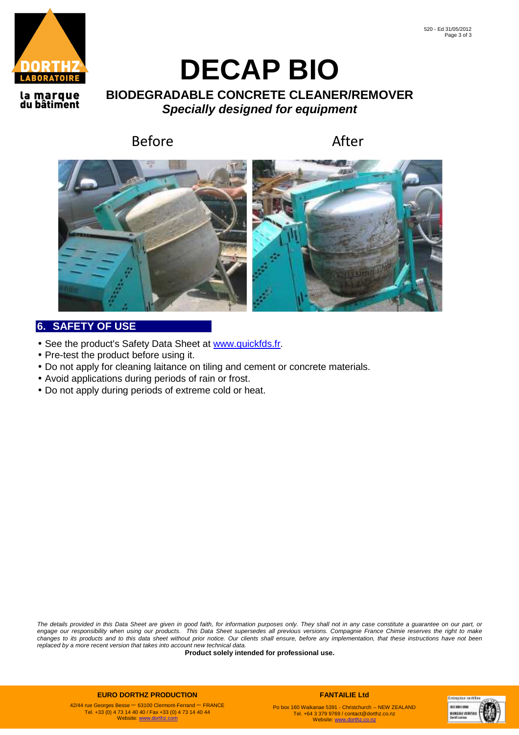# DECAP BIO

## BIODEGRADABLE CONCRETE CLEANER/REMOVER

***Specially designed for equipment***

Before After

## 6. SAFETY OF USE

- See the product's Safety Data Sheet at www.quickfds.fr.
- Pre-test the product before using it.
- Do not apply for cleaning laitance on tiling and cement or concrete materials.
- Avoid applications during periods of rain or frost.
- Do not apply during periods of extreme cold or heat.

*The details provided in this Data Sheet are given in good faith, for information purposes only. They shall not in any case constitute a guarantee on our part, or engage our responsibility when using our products. This Data Sheet supersedes all previous versions. Compagnie France Chimie reserves the right to make changes to its products and to this data sheet without prior notice. Our clients shall ensure, before any implementation, that these instructions have not been replaced by a more recent version that takes into account new technical data.*

**Product solely intended for professional use.**

**EURO DORTHZ PRODUCTION**

42/44 rue Georges Besse – 63100 Clermont-Ferrand – FRANCE
Tel. +33 (0) 4 73 14 40 40 / Fax +33 (0) 4 73 14 40 44
Website: www.dorthz.com

**FANTAILIE Ltd**

Po box 160 Waikanae 5391 - Christchurch – NEW ZEALAND
Tel. +64 3 379 9769 / contact@dorthz.co.nz
Website: www.dorthz.co.nz